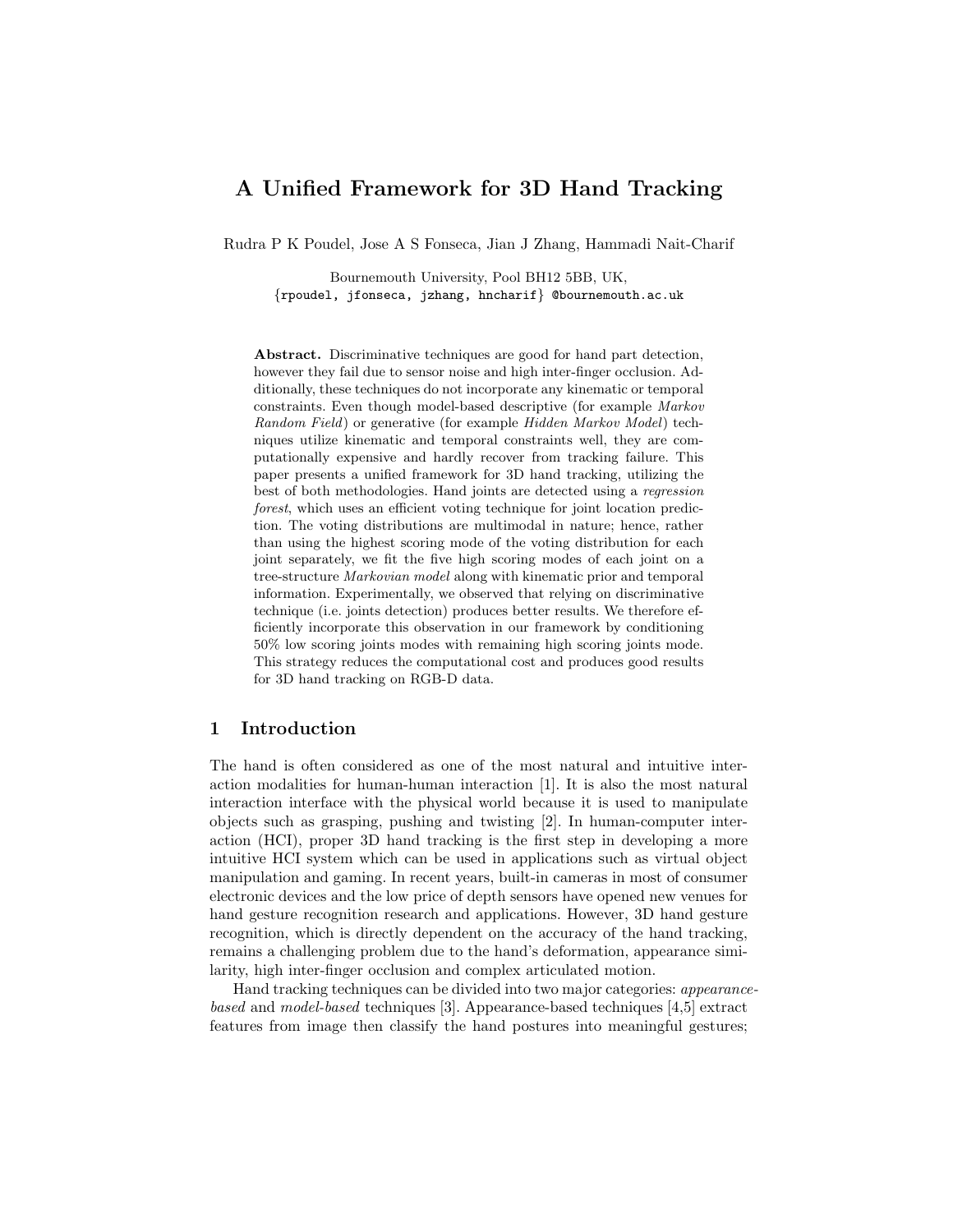# A Unified Framework for 3D Hand Tracking

Rudra P K Poudel, Jose A S Fonseca, Jian J Zhang, Hammadi Nait-Charif

Bournemouth University, Pool BH12 5BB, UK,
{rpoudel, jfonseca, jzhang, hncharif} @bournemouth.ac.uk

**Abstract.** Discriminative techniques are good for hand part detection, however they fail due to sensor noise and high inter-finger occlusion. Additionally, these techniques do not incorporate any kinematic or temporal constraints. Even though model-based descriptive (for example *Markov Random Field*) or generative (for example *Hidden Markov Model*) techniques utilize kinematic and temporal constraints well, they are computationally expensive and hardly recover from tracking failure. This paper presents a unified framework for 3D hand tracking, utilizing the best of both methodologies. Hand joints are detected using a *regression forest*, which uses an efficient voting technique for joint location prediction. The voting distributions are multimodal in nature; hence, rather than using the highest scoring mode of the voting distribution for each joint separately, we fit the five high scoring modes of each joint on a tree-structure *Markovian model* along with kinematic prior and temporal information. Experimentally, we observed that relying on discriminative technique (i.e. joints detection) produces better results. We therefore efficiently incorporate this observation in our framework by conditioning 50% low scoring joints modes with remaining high scoring joints mode. This strategy reduces the computational cost and produces good results for 3D hand tracking on RGB-D data.

## 1 Introduction

The hand is often considered as one of the most natural and intuitive interaction modalities for human-human interaction [1]. It is also the most natural interaction interface with the physical world because it is used to manipulate objects such as grasping, pushing and twisting [2]. In human-computer interaction (HCI), proper 3D hand tracking is the first step in developing a more intuitive HCI system which can be used in applications such as virtual object manipulation and gaming. In recent years, built-in cameras in most of consumer electronic devices and the low price of depth sensors have opened new venues for hand gesture recognition research and applications. However, 3D hand gesture recognition, which is directly dependent on the accuracy of the hand tracking, remains a challenging problem due to the hand's deformation, appearance similarity, high inter-finger occlusion and complex articulated motion.

Hand tracking techniques can be divided into two major categories: *appearance-based* and *model-based* techniques [3]. Appearance-based techniques [4,5] extract features from image then classify the hand postures into meaningful gestures;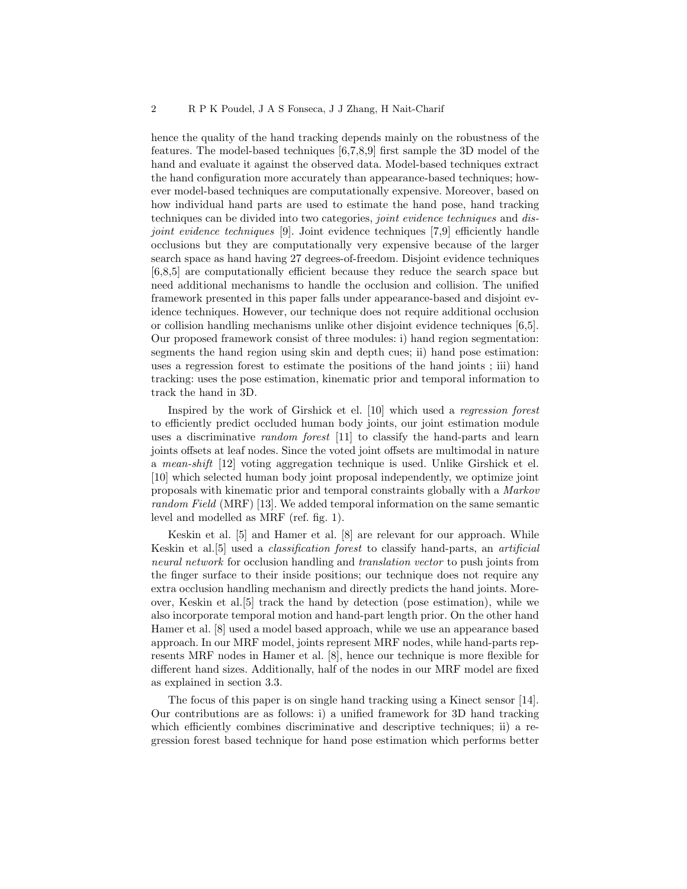hence the quality of the hand tracking depends mainly on the robustness of the features. The model-based techniques [6,7,8,9] first sample the 3D model of the hand and evaluate it against the observed data. Model-based techniques extract the hand configuration more accurately than appearance-based techniques; however model-based techniques are computationally expensive. Moreover, based on how individual hand parts are used to estimate the hand pose, hand tracking techniques can be divided into two categories, *joint evidence techniques* and *disjoint evidence techniques* [9]. Joint evidence techniques [7,9] efficiently handle occlusions but they are computationally very expensive because of the larger search space as hand having 27 degrees-of-freedom. Disjoint evidence techniques [6,8,5] are computationally efficient because they reduce the search space but need additional mechanisms to handle the occlusion and collision. The unified framework presented in this paper falls under appearance-based and disjoint evidence techniques. However, our technique does not require additional occlusion or collision handling mechanisms unlike other disjoint evidence techniques [6,5]. Our proposed framework consist of three modules: i) hand region segmentation: segments the hand region using skin and depth cues; ii) hand pose estimation: uses a regression forest to estimate the positions of the hand joints ; iii) hand tracking: uses the pose estimation, kinematic prior and temporal information to track the hand in 3D.

Inspired by the work of Girshick et el. [10] which used a *regression forest* to efficiently predict occluded human body joints, our joint estimation module uses a discriminative *random forest* [11] to classify the hand-parts and learn joints offsets at leaf nodes. Since the voted joint offsets are multimodal in nature a *mean-shift* [12] voting aggregation technique is used. Unlike Girshick et el. [10] which selected human body joint proposal independently, we optimize joint proposals with kinematic prior and temporal constraints globally with a *Markov random Field* (MRF) [13]. We added temporal information on the same semantic level and modelled as MRF (ref. fig. 1).

Keskin et al. [5] and Hamer et al. [8] are relevant for our approach. While Keskin et al.[5] used a *classification forest* to classify hand-parts, an *artificial neural network* for occlusion handling and *translation vector* to push joints from the finger surface to their inside positions; our technique does not require any extra occlusion handling mechanism and directly predicts the hand joints. Moreover, Keskin et al.[5] track the hand by detection (pose estimation), while we also incorporate temporal motion and hand-part length prior. On the other hand Hamer et al. [8] used a model based approach, while we use an appearance based approach. In our MRF model, joints represent MRF nodes, while hand-parts represents MRF nodes in Hamer et al. [8], hence our technique is more flexible for different hand sizes. Additionally, half of the nodes in our MRF model are fixed as explained in section 3.3.

The focus of this paper is on single hand tracking using a Kinect sensor [14]. Our contributions are as follows: i) a unified framework for 3D hand tracking which efficiently combines discriminative and descriptive techniques; ii) a regression forest based technique for hand pose estimation which performs better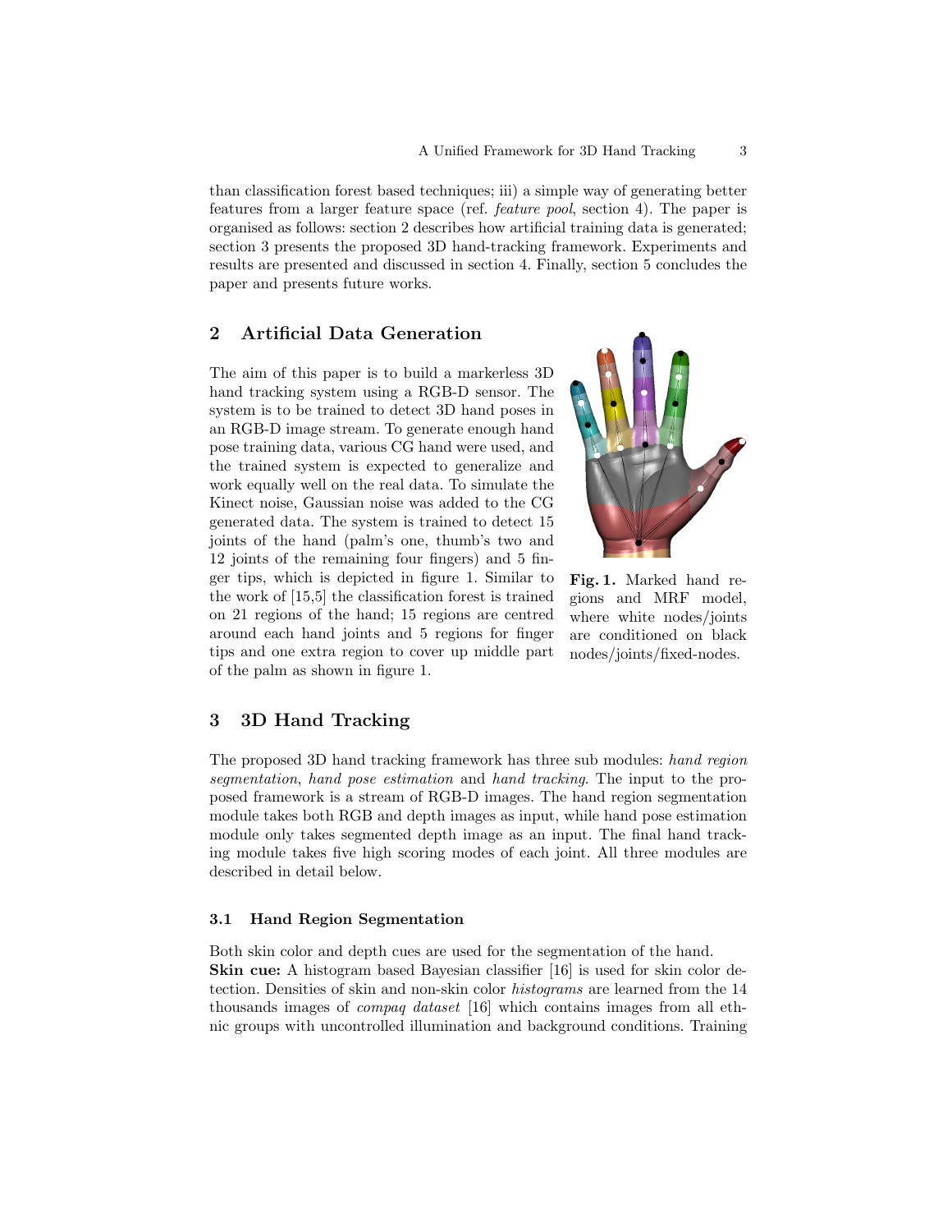than classification forest based techniques; iii) a simple way of generating better features from a larger feature space (ref. *feature pool*, section 4). The paper is organised as follows: section 2 describes how artificial training data is generated; section 3 presents the proposed 3D hand-tracking framework. Experiments and results are presented and discussed in section 4. Finally, section 5 concludes the paper and presents future works.

## 2 Artificial Data Generation

The aim of this paper is to build a markerless 3D hand tracking system using a RGB-D sensor. The system is to be trained to detect 3D hand poses in an RGB-D image stream. To generate enough hand pose training data, various CG hand were used, and the trained system is expected to generalize and work equally well on the real data. To simulate the Kinect noise, Gaussian noise was added to the CG generated data. The system is trained to detect 15 joints of the hand (palm's one, thumb's two and 12 joints of the remaining four fingers) and 5 finger tips, which is depicted in figure 1. Similar to the work of [15,5] the classification forest is trained on 21 regions of the hand; 15 regions are centred around each hand joints and 5 regions for finger tips and one extra region to cover up middle part of the palm as shown in figure 1.

**Fig. 1.** Marked hand regions and MRF model, where white nodes/joints are conditioned on black nodes/joints/fixed-nodes.

## 3 3D Hand Tracking

The proposed 3D hand tracking framework has three sub modules: *hand region segmentation*, *hand pose estimation* and *hand tracking*. The input to the proposed framework is a stream of RGB-D images. The hand region segmentation module takes both RGB and depth images as input, while hand pose estimation module only takes segmented depth image as an input. The final hand tracking module takes five high scoring modes of each joint. All three modules are described in detail below.

### 3.1 Hand Region Segmentation

Both skin color and depth cues are used for the segmentation of the hand.
**Skin cue:** A histogram based Bayesian classifier [16] is used for skin color detection. Densities of skin and non-skin color *histograms* are learned from the 14 thousands images of *compaq dataset* [16] which contains images from all ethnic groups with uncontrolled illumination and background conditions. Training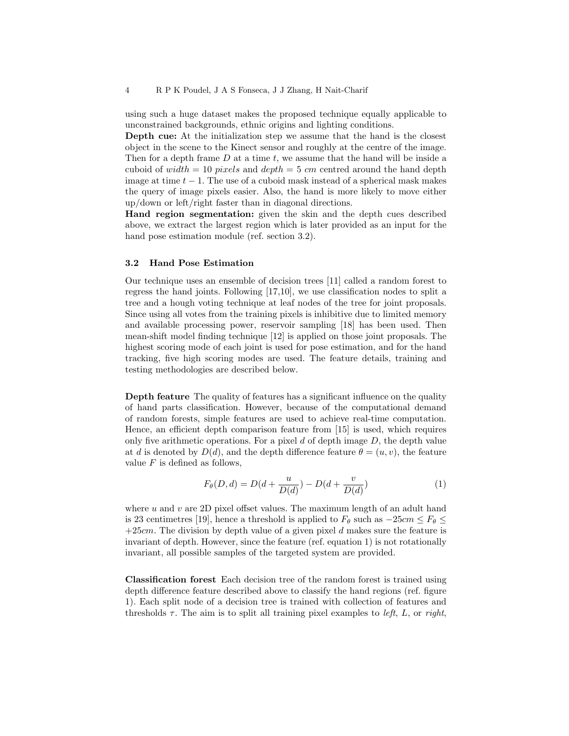using such a huge dataset makes the proposed technique equally applicable to unconstrained backgrounds, ethnic origins and lighting conditions.

**Depth cue:** At the initialization step we assume that the hand is the closest object in the scene to the Kinect sensor and roughly at the centre of the image. Then for a depth frame $D$ at a time $t$, we assume that the hand will be inside a cuboid of $width = 10$ *pixels* and $depth = 5$ *cm* centred around the hand depth image at time $t-1$. The use of a cuboid mask instead of a spherical mask makes the query of image pixels easier. Also, the hand is more likely to move either up/down or left/right faster than in diagonal directions.

**Hand region segmentation:** given the skin and the depth cues described above, we extract the largest region which is later provided as an input for the hand pose estimation module (ref. section 3.2).

### 3.2 Hand Pose Estimation

Our technique uses an ensemble of decision trees [11] called a random forest to regress the hand joints. Following [17,10], we use classification nodes to split a tree and a hough voting technique at leaf nodes of the tree for joint proposals. Since using all votes from the training pixels is inhibitive due to limited memory and available processing power, reservoir sampling [18] has been used. Then mean-shift model finding technique [12] is applied on those joint proposals. The highest scoring mode of each joint is used for pose estimation, and for the hand tracking, five high scoring modes are used. The feature details, training and testing methodologies are described below.

**Depth feature** The quality of features has a significant influence on the quality of hand parts classification. However, because of the computational demand of random forests, simple features are used to achieve real-time computation. Hence, an efficient depth comparison feature from [15] is used, which requires only five arithmetic operations. For a pixel $d$ of depth image $D$, the depth value at $d$ is denoted by $D(d)$, and the depth difference feature $\theta = (u, v)$, the feature value $F$ is defined as follows,

$$F_\theta(D, d) = D(d + \frac{u}{D(d)}) - D(d + \frac{v}{D(d)}) \tag{1}$$

where $u$ and $v$ are 2D pixel offset values. The maximum length of an adult hand is 23 centimetres [19], hence a threshold is applied to $F_\theta$ such as $-25cm \leq F_\theta \leq +25cm$. The division by depth value of a given pixel $d$ makes sure the feature is invariant of depth. However, since the feature (ref. equation 1) is not rotationally invariant, all possible samples of the targeted system are provided.

**Classification forest** Each decision tree of the random forest is trained using depth difference feature described above to classify the hand regions (ref. figure 1). Each split node of a decision tree is trained with collection of features and thresholds $\tau$. The aim is to split all training pixel examples to *left*, $L$, or *right*,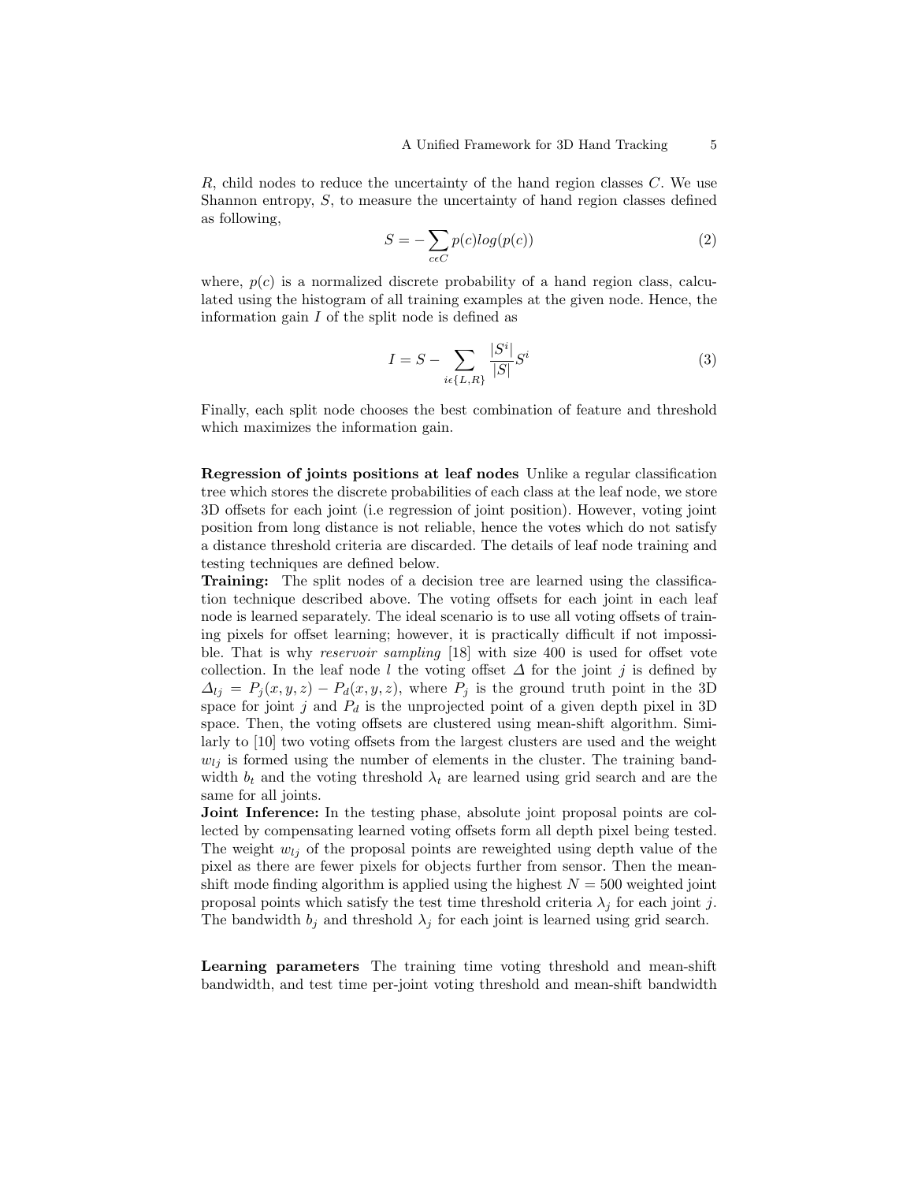$R$, child nodes to reduce the uncertainty of the hand region classes $C$. We use Shannon entropy, $S$, to measure the uncertainty of hand region classes defined as following,

$$S = -\sum_{c \epsilon C} p(c) log(p(c)) \tag{2}$$

where, $p(c)$ is a normalized discrete probability of a hand region class, calculated using the histogram of all training examples at the given node. Hence, the information gain $I$ of the split node is defined as

$$I = S - \sum_{i \epsilon \{L,R\}} \frac{|S^i|}{|S|} S^i \tag{3}$$

Finally, each split node chooses the best combination of feature and threshold which maximizes the information gain.

**Regression of joints positions at leaf nodes** Unlike a regular classification tree which stores the discrete probabilities of each class at the leaf node, we store 3D offsets for each joint (i.e regression of joint position). However, voting joint position from long distance is not reliable, hence the votes which do not satisfy a distance threshold criteria are discarded. The details of leaf node training and testing techniques are defined below.

**Training:** The split nodes of a decision tree are learned using the classification technique described above. The voting offsets for each joint in each leaf node is learned separately. The ideal scenario is to use all voting offsets of training pixels for offset learning; however, it is practically difficult if not impossible. That is why *reservoir sampling* [18] with size 400 is used for offset vote collection. In the leaf node $l$ the voting offset $\Delta$ for the joint $j$ is defined by $\Delta_{lj} = P_j(x, y, z) - P_d(x, y, z)$, where $P_j$ is the ground truth point in the 3D space for joint $j$ and $P_d$ is the unprojected point of a given depth pixel in 3D space. Then, the voting offsets are clustered using mean-shift algorithm. Similarly to [10] two voting offsets from the largest clusters are used and the weight $w_{lj}$ is formed using the number of elements in the cluster. The training bandwidth $b_t$ and the voting threshold $\lambda_t$ are learned using grid search and are the same for all joints.

**Joint Inference:** In the testing phase, absolute joint proposal points are collected by compensating learned voting offsets form all depth pixel being tested. The weight $w_{lj}$ of the proposal points are reweighted using depth value of the pixel as there are fewer pixels for objects further from sensor. Then the mean-shift mode finding algorithm is applied using the highest $N = 500$ weighted joint proposal points which satisfy the test time threshold criteria $\lambda_j$ for each joint $j$. The bandwidth $b_j$ and threshold $\lambda_j$ for each joint is learned using grid search.

**Learning parameters** The training time voting threshold and mean-shift bandwidth, and test time per-joint voting threshold and mean-shift bandwidth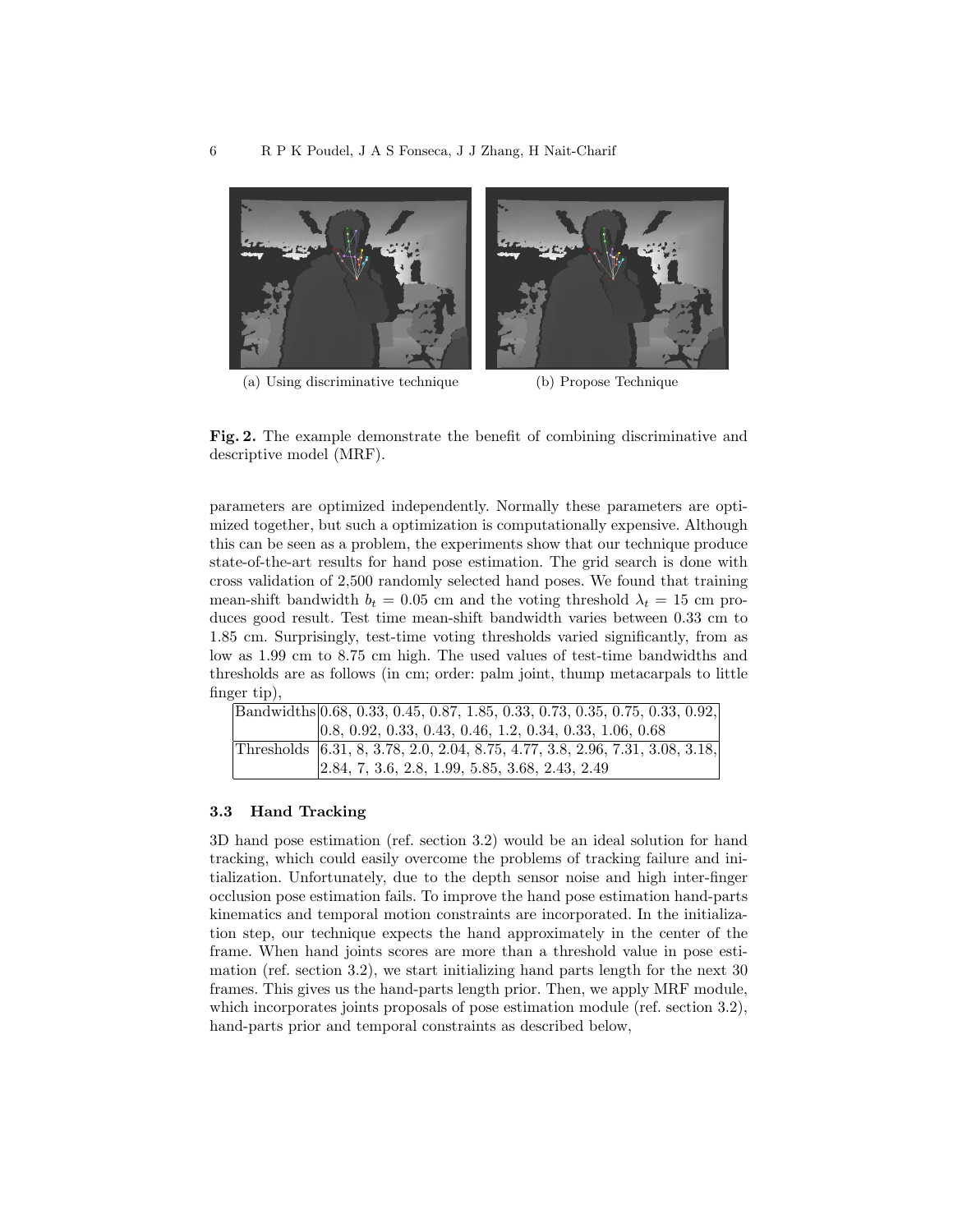(a) Using discriminative technique

(b) Propose Technique

**Fig. 2.** The example demonstrate the benefit of combining discriminative and descriptive model (MRF).

parameters are optimized independently. Normally these parameters are optimized together, but such a optimization is computationally expensive. Although this can be seen as a problem, the experiments show that our technique produce state-of-the-art results for hand pose estimation. The grid search is done with cross validation of 2,500 randomly selected hand poses. We found that training mean-shift bandwidth $b_t = 0.05$ cm and the voting threshold $\lambda_t = 15$ cm produces good result. Test time mean-shift bandwidth varies between 0.33 cm to 1.85 cm. Surprisingly, test-time voting thresholds varied significantly, from as low as 1.99 cm to 8.75 cm high. The used values of test-time bandwidths and thresholds are as follows (in cm; order: palm joint, thump metacarpals to little finger tip),

| | |
|---|---|
| Bandwidths | 0.68, 0.33, 0.45, 0.87, 1.85, 0.33, 0.73, 0.35, 0.75, 0.33, 0.92, 0.8, 0.92, 0.33, 0.43, 0.46, 1.2, 0.34, 0.33, 1.06, 0.68 |
| Thresholds | 6.31, 8, 3.78, 2.0, 2.04, 8.75, 4.77, 3.8, 2.96, 7.31, 3.08, 3.18, 2.84, 7, 3.6, 2.8, 1.99, 5.85, 3.68, 2.43, 2.49 |

### 3.3 Hand Tracking

3D hand pose estimation (ref. section 3.2) would be an ideal solution for hand tracking, which could easily overcome the problems of tracking failure and initialization. Unfortunately, due to the depth sensor noise and high inter-finger occlusion pose estimation fails. To improve the hand pose estimation hand-parts kinematics and temporal motion constraints are incorporated. In the initialization step, our technique expects the hand approximately in the center of the frame. When hand joints scores are more than a threshold value in pose estimation (ref. section 3.2), we start initializing hand parts length for the next 30 frames. This gives us the hand-parts length prior. Then, we apply MRF module, which incorporates joints proposals of pose estimation module (ref. section 3.2), hand-parts prior and temporal constraints as described below,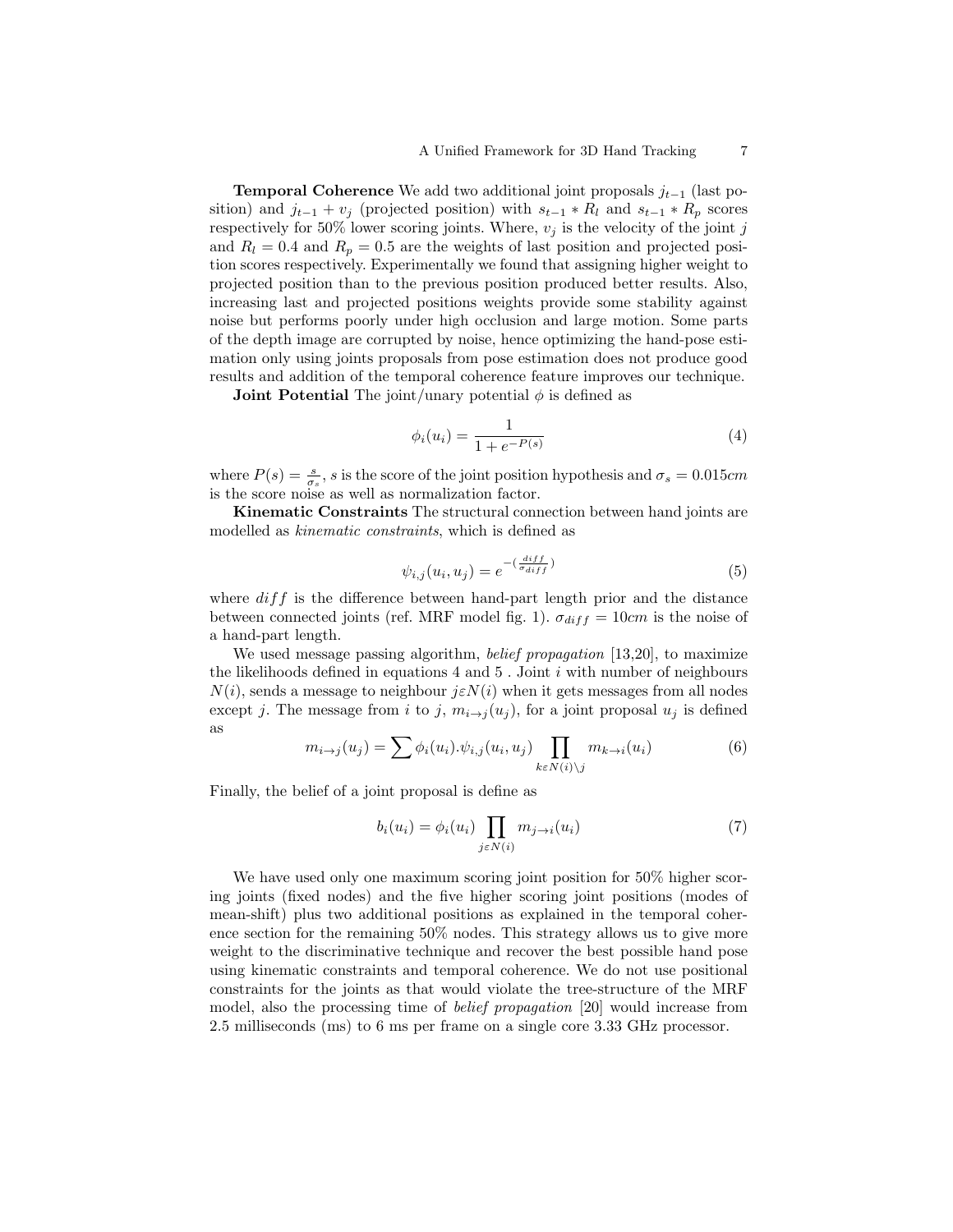**Temporal Coherence** We add two additional joint proposals $j_{t-1}$ (last position) and $j_{t-1} + v_j$ (projected position) with $s_{t-1} * R_l$ and $s_{t-1} * R_p$ scores respectively for 50% lower scoring joints. Where, $v_j$ is the velocity of the joint $j$ and $R_l = 0.4$ and $R_p = 0.5$ are the weights of last position and projected position scores respectively. Experimentally we found that assigning higher weight to projected position than to the previous position produced better results. Also, increasing last and projected positions weights provide some stability against noise but performs poorly under high occlusion and large motion. Some parts of the depth image are corrupted by noise, hence optimizing the hand-pose estimation only using joints proposals from pose estimation does not produce good results and addition of the temporal coherence feature improves our technique.

**Joint Potential** The joint/unary potential $\phi$ is defined as

$$\phi_i(u_i) = \frac{1}{1 + e^{-P(s)}} \tag{4}$$

where $P(s) = \frac{s}{\sigma_s}$, $s$ is the score of the joint position hypothesis and $\sigma_s = 0.015cm$ is the score noise as well as normalization factor.

**Kinematic Constraints** The structural connection between hand joints are modelled as *kinematic constraints*, which is defined as

$$\psi_{i,j}(u_i, u_j) = e^{-(\frac{diff}{\sigma_{diff}})} \tag{5}$$

where $diff$ is the difference between hand-part length prior and the distance between connected joints (ref. MRF model fig. 1). $\sigma_{diff} = 10cm$ is the noise of a hand-part length.

We used message passing algorithm, *belief propagation* [13,20], to maximize the likelihoods defined in equations 4 and 5 . Joint $i$ with number of neighbours $N(i)$, sends a message to neighbour $j \varepsilon N(i)$ when it gets messages from all nodes except $j$. The message from $i$ to $j$, $m_{i \to j}(u_j)$, for a joint proposal $u_j$ is defined as

$$m_{i \to j}(u_j) = \sum \phi_i(u_i).\psi_{i,j}(u_i, u_j) \prod_{k \varepsilon N(i) \setminus j} m_{k \to i}(u_i) \tag{6}$$

Finally, the belief of a joint proposal is define as

$$b_i(u_i) = \phi_i(u_i) \prod_{j \varepsilon N(i)} m_{j \to i}(u_i) \tag{7}$$

We have used only one maximum scoring joint position for 50% higher scoring joints (fixed nodes) and the five higher scoring joint positions (modes of mean-shift) plus two additional positions as explained in the temporal coherence section for the remaining 50% nodes. This strategy allows us to give more weight to the discriminative technique and recover the best possible hand pose using kinematic constraints and temporal coherence. We do not use positional constraints for the joints as that would violate the tree-structure of the MRF model, also the processing time of *belief propagation* [20] would increase from 2.5 milliseconds (ms) to 6 ms per frame on a single core 3.33 GHz processor.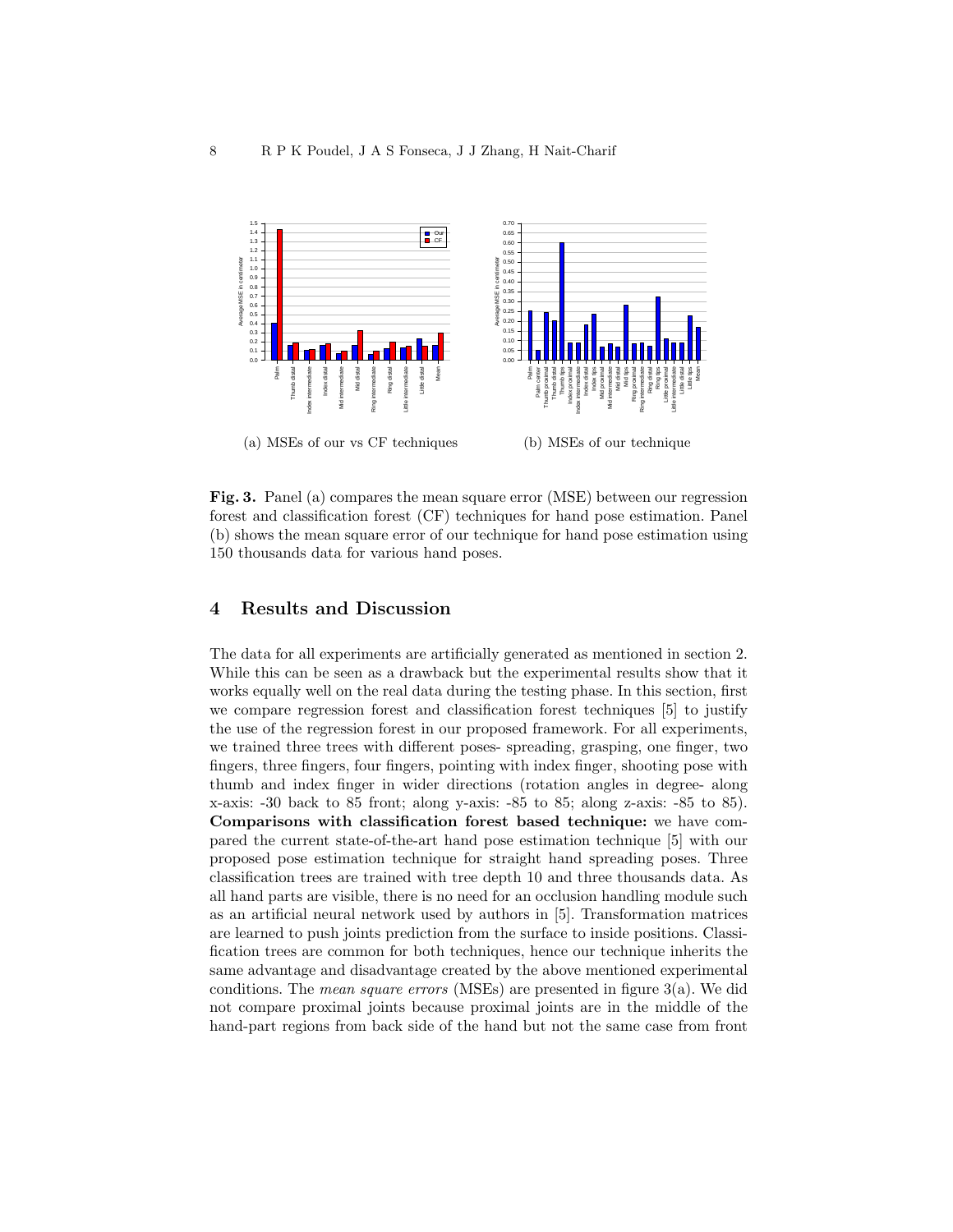(a) MSEs of our vs CF techniques

(b) MSEs of our technique

**Fig. 3.** Panel (a) compares the mean square error (MSE) between our regression forest and classification forest (CF) techniques for hand pose estimation. Panel (b) shows the mean square error of our technique for hand pose estimation using 150 thousands data for various hand poses.

## 4 Results and Discussion

The data for all experiments are artificially generated as mentioned in section 2. While this can be seen as a drawback but the experimental results show that it works equally well on the real data during the testing phase. In this section, first we compare regression forest and classification forest techniques [5] to justify the use of the regression forest in our proposed framework. For all experiments, we trained three trees with different poses- spreading, grasping, one finger, two fingers, three fingers, four fingers, pointing with index finger, shooting pose with thumb and index finger in wider directions (rotation angles in degree- along x-axis: -30 back to 85 front; along y-axis: -85 to 85; along z-axis: -85 to 85). **Comparisons with classification forest based technique:** we have compared the current state-of-the-art hand pose estimation technique [5] with our proposed pose estimation technique for straight hand spreading poses. Three classification trees are trained with tree depth 10 and three thousands data. As all hand parts are visible, there is no need for an occlusion handling module such as an artificial neural network used by authors in [5]. Transformation matrices are learned to push joints prediction from the surface to inside positions. Classification trees are common for both techniques, hence our technique inherits the same advantage and disadvantage created by the above mentioned experimental conditions. The *mean square errors* (MSEs) are presented in figure 3(a). We did not compare proximal joints because proximal joints are in the middle of the hand-part regions from back side of the hand but not the same case from front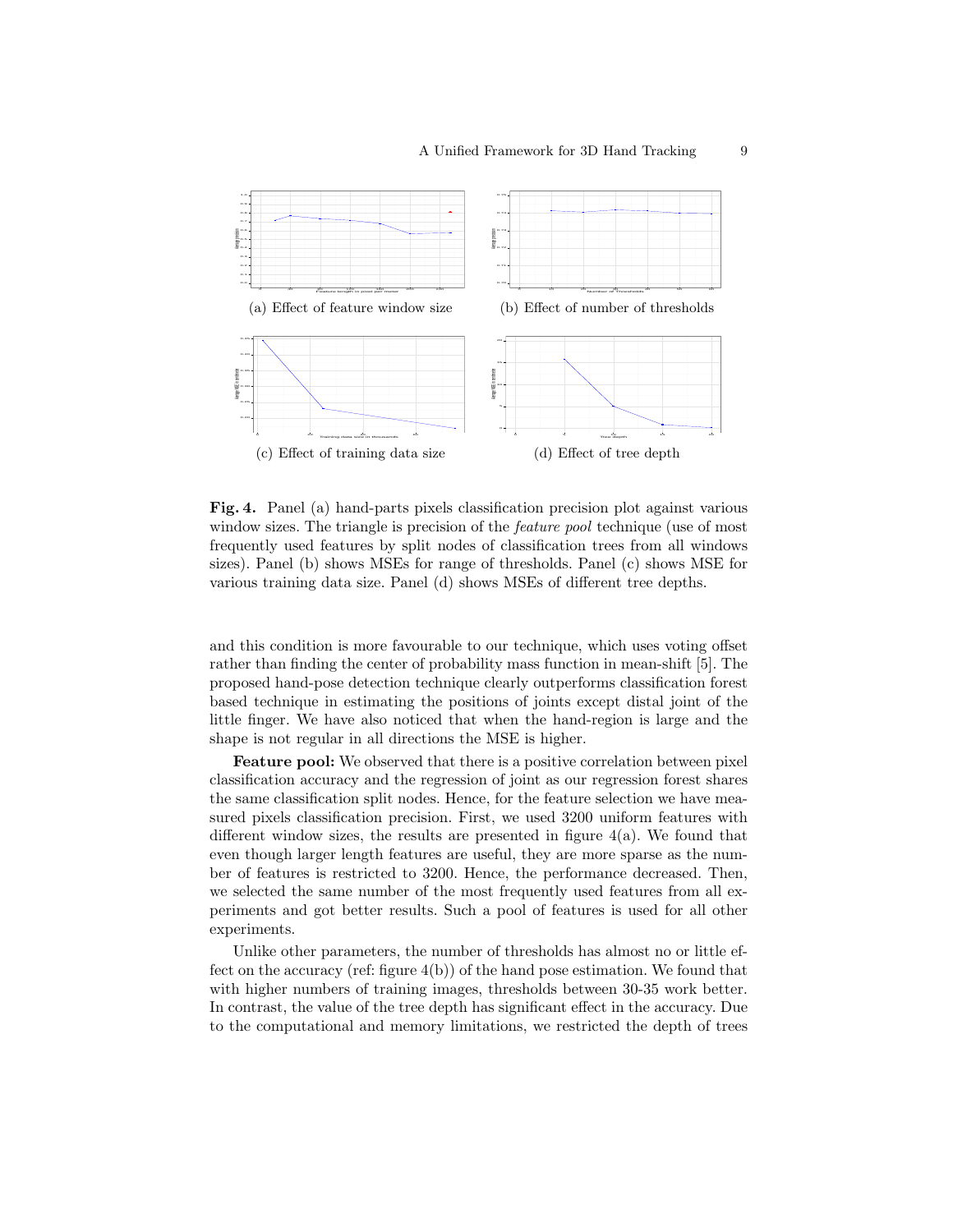(a) Effect of feature window size

(b) Effect of number of thresholds

(c) Effect of training data size

(d) Effect of tree depth

**Fig. 4.** Panel (a) hand-parts pixels classification precision plot against various window sizes. The triangle is precision of the *feature pool* technique (use of most frequently used features by split nodes of classification trees from all windows sizes). Panel (b) shows MSEs for range of thresholds. Panel (c) shows MSE for various training data size. Panel (d) shows MSEs of different tree depths.

and this condition is more favourable to our technique, which uses voting offset rather than finding the center of probability mass function in mean-shift [5]. The proposed hand-pose detection technique clearly outperforms classification forest based technique in estimating the positions of joints except distal joint of the little finger. We have also noticed that when the hand-region is large and the shape is not regular in all directions the MSE is higher.

**Feature pool:** We observed that there is a positive correlation between pixel classification accuracy and the regression of joint as our regression forest shares the same classification split nodes. Hence, for the feature selection we have measured pixels classification precision. First, we used 3200 uniform features with different window sizes, the results are presented in figure 4(a). We found that even though larger length features are useful, they are more sparse as the number of features is restricted to 3200. Hence, the performance decreased. Then, we selected the same number of the most frequently used features from all experiments and got better results. Such a pool of features is used for all other experiments.

Unlike other parameters, the number of thresholds has almost no or little effect on the accuracy (ref: figure 4(b)) of the hand pose estimation. We found that with higher numbers of training images, thresholds between 30-35 work better. In contrast, the value of the tree depth has significant effect in the accuracy. Due to the computational and memory limitations, we restricted the depth of trees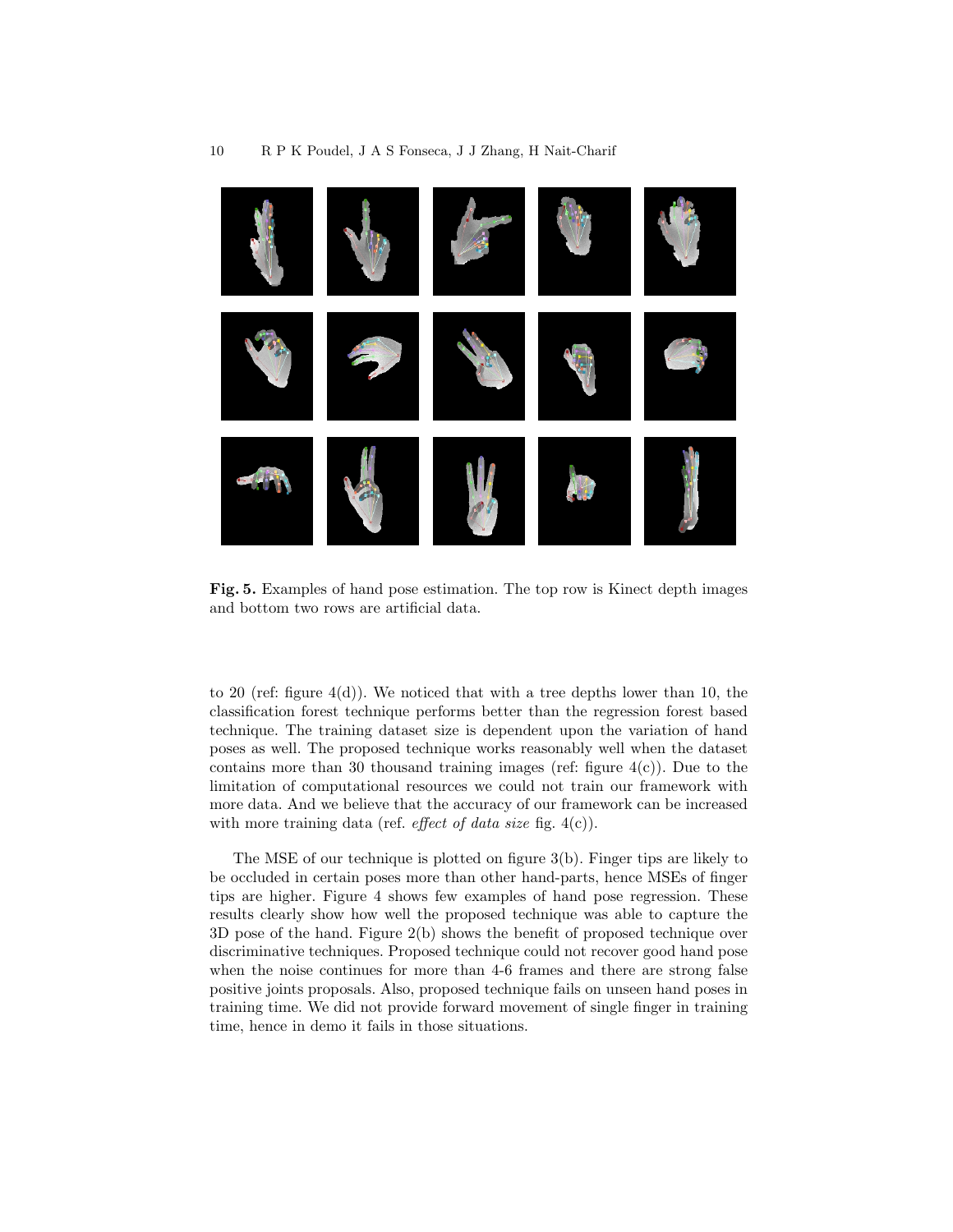**Fig. 5.** Examples of hand pose estimation. The top row is Kinect depth images and bottom two rows are artificial data.

to 20 (ref: figure 4(d)). We noticed that with a tree depths lower than 10, the classification forest technique performs better than the regression forest based technique. The training dataset size is dependent upon the variation of hand poses as well. The proposed technique works reasonably well when the dataset contains more than 30 thousand training images (ref: figure 4(c)). Due to the limitation of computational resources we could not train our framework with more data. And we believe that the accuracy of our framework can be increased with more training data (ref. *effect of data size* fig. 4(c)).

The MSE of our technique is plotted on figure 3(b). Finger tips are likely to be occluded in certain poses more than other hand-parts, hence MSEs of finger tips are higher. Figure 4 shows few examples of hand pose regression. These results clearly show how well the proposed technique was able to capture the 3D pose of the hand. Figure 2(b) shows the benefit of proposed technique over discriminative techniques. Proposed technique could not recover good hand pose when the noise continues for more than 4-6 frames and there are strong false positive joints proposals. Also, proposed technique fails on unseen hand poses in training time. We did not provide forward movement of single finger in training time, hence in demo it fails in those situations.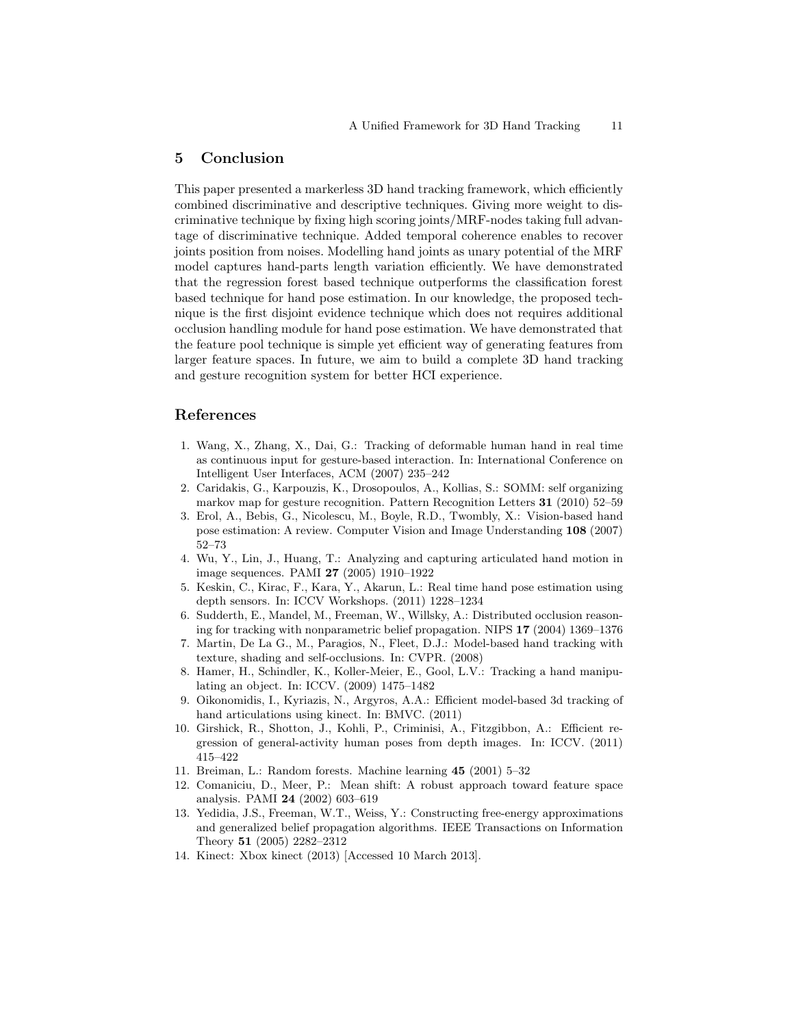## 5 Conclusion

This paper presented a markerless 3D hand tracking framework, which efficiently combined discriminative and descriptive techniques. Giving more weight to discriminative technique by fixing high scoring joints/MRF-nodes taking full advantage of discriminative technique. Added temporal coherence enables to recover joints position from noises. Modelling hand joints as unary potential of the MRF model captures hand-parts length variation efficiently. We have demonstrated that the regression forest based technique outperforms the classification forest based technique for hand pose estimation. In our knowledge, the proposed technique is the first disjoint evidence technique which does not requires additional occlusion handling module for hand pose estimation. We have demonstrated that the feature pool technique is simple yet efficient way of generating features from larger feature spaces. In future, we aim to build a complete 3D hand tracking and gesture recognition system for better HCI experience.

## References

1. Wang, X., Zhang, X., Dai, G.: Tracking of deformable human hand in real time as continuous input for gesture-based interaction. In: International Conference on Intelligent User Interfaces, ACM (2007) 235–242
2. Caridakis, G., Karpouzis, K., Drosopoulos, A., Kollias, S.: SOMM: self organizing markov map for gesture recognition. Pattern Recognition Letters **31** (2010) 52–59
3. Erol, A., Bebis, G., Nicolescu, M., Boyle, R.D., Twombly, X.: Vision-based hand pose estimation: A review. Computer Vision and Image Understanding **108** (2007) 52–73
4. Wu, Y., Lin, J., Huang, T.: Analyzing and capturing articulated hand motion in image sequences. PAMI **27** (2005) 1910–1922
5. Keskin, C., Kirac, F., Kara, Y., Akarun, L.: Real time hand pose estimation using depth sensors. In: ICCV Workshops. (2011) 1228–1234
6. Sudderth, E., Mandel, M., Freeman, W., Willsky, A.: Distributed occlusion reasoning for tracking with nonparametric belief propagation. NIPS **17** (2004) 1369–1376
7. Martin, De La G., M., Paragios, N., Fleet, D.J.: Model-based hand tracking with texture, shading and self-occlusions. In: CVPR. (2008)
8. Hamer, H., Schindler, K., Koller-Meier, E., Gool, L.V.: Tracking a hand manipulating an object. In: ICCV. (2009) 1475–1482
9. Oikonomidis, I., Kyriazis, N., Argyros, A.A.: Efficient model-based 3d tracking of hand articulations using kinect. In: BMVC. (2011)
10. Girshick, R., Shotton, J., Kohli, P., Criminisi, A., Fitzgibbon, A.: Efficient regression of general-activity human poses from depth images. In: ICCV. (2011) 415–422
11. Breiman, L.: Random forests. Machine learning **45** (2001) 5–32
12. Comaniciu, D., Meer, P.: Mean shift: A robust approach toward feature space analysis. PAMI **24** (2002) 603–619
13. Yedidia, J.S., Freeman, W.T., Weiss, Y.: Constructing free-energy approximations and generalized belief propagation algorithms. IEEE Transactions on Information Theory **51** (2005) 2282–2312
14. Kinect: Xbox kinect (2013) [Accessed 10 March 2013].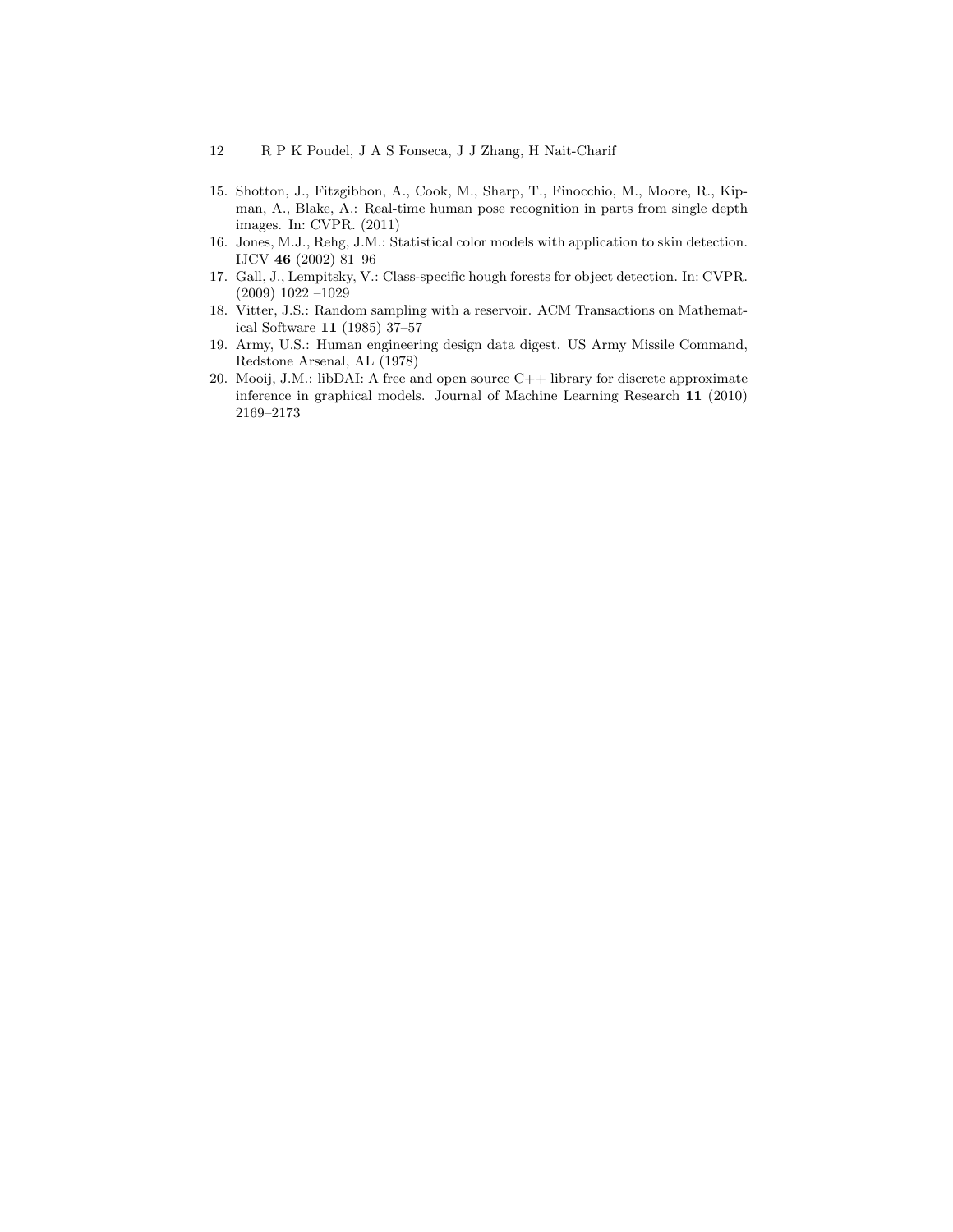15. Shotton, J., Fitzgibbon, A., Cook, M., Sharp, T., Finocchio, M., Moore, R., Kipman, A., Blake, A.: Real-time human pose recognition in parts from single depth images. In: CVPR. (2011)
16. Jones, M.J., Rehg, J.M.: Statistical color models with application to skin detection. IJCV **46** (2002) 81–96
17. Gall, J., Lempitsky, V.: Class-specific hough forests for object detection. In: CVPR. (2009) 1022 –1029
18. Vitter, J.S.: Random sampling with a reservoir. ACM Transactions on Mathematical Software **11** (1985) 37–57
19. Army, U.S.: Human engineering design data digest. US Army Missile Command, Redstone Arsenal, AL (1978)
20. Mooij, J.M.: libDAI: A free and open source C++ library for discrete approximate inference in graphical models. Journal of Machine Learning Research **11** (2010) 2169–2173